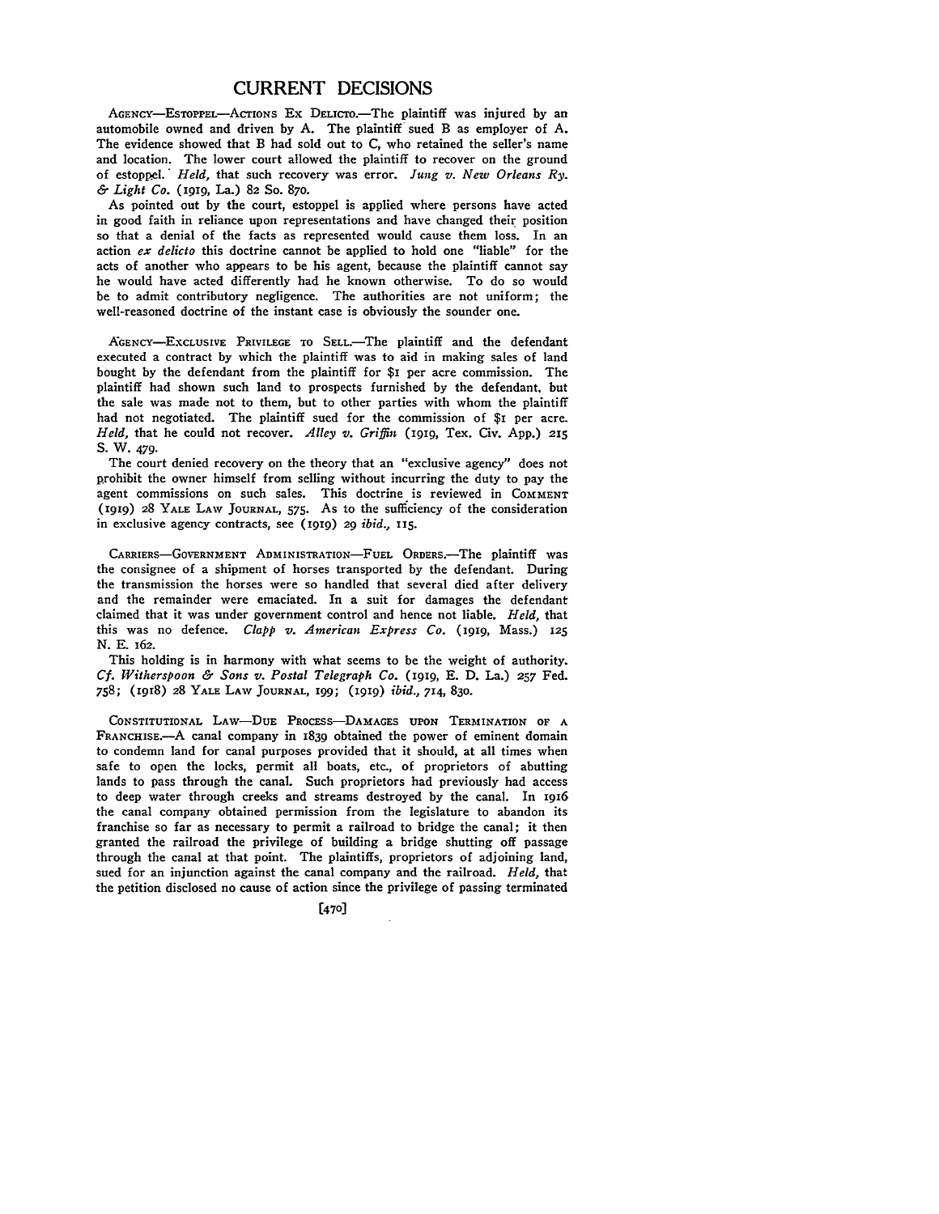# CURRENT DECISIONS

AGENCY—ESTOPPEL—ACTIONS EX DELICTO.—The plaintiff was injured by an automobile owned and driven by A. The plaintiff sued B as employer of A. The evidence showed that B had sold out to C, who retained the seller's name and location. The lower court allowed the plaintiff to recover on the ground of estoppel. *Held,* that such recovery was error. *Jung v. New Orleans Ry. & Light Co.* (1919, La.) 82 So. 870.

As pointed out by the court, estoppel is applied where persons have acted in good faith in reliance upon representations and have changed their position so that a denial of the facts as represented would cause them loss. In an action *ex delicto* this doctrine cannot be applied to hold one "liable" for the acts of another who appears to be his agent, because the plaintiff cannot say he would have acted differently had he known otherwise. To do so would be to admit contributory negligence. The authorities are not uniform; the well-reasoned doctrine of the instant case is obviously the sounder one.

AGENCY—EXCLUSIVE PRIVILEGE TO SELL.—The plaintiff and the defendant executed a contract by which the plaintiff was to aid in making sales of land bought by the defendant from the plaintiff for $1 per acre commission. The plaintiff had shown such land to prospects furnished by the defendant, but the sale was made not to them, but to other parties with whom the plaintiff had not negotiated. The plaintiff sued for the commission of $1 per acre. *Held,* that he could not recover. *Alley v. Griffin* (1919, Tex. Civ. App.) 215 S. W. 479.

The court denied recovery on the theory that an "exclusive agency" does not prohibit the owner himself from selling without incurring the duty to pay the agent commissions on such sales. This doctrine is reviewed in COMMENT (1919) 28 YALE LAW JOURNAL, 575. As to the sufficiency of the consideration in exclusive agency contracts, see (1919) 29 *ibid.,* 115.

CARRIERS—GOVERNMENT ADMINISTRATION—FUEL ORDERS.—The plaintiff was the consignee of a shipment of horses transported by the defendant. During the transmission the horses were so handled that several died after delivery and the remainder were emaciated. In a suit for damages the defendant claimed that it was under government control and hence not liable. *Held,* that this was no defence. *Clapp v. American Express Co.* (1919, Mass.) 125 N. E. 162.

This holding is in harmony with what seems to be the weight of authority. *Cf. Witherspoon & Sons v. Postal Telegraph Co.* (1919, E. D. La.) 257 Fed. 758; (1918) 28 YALE LAW JOURNAL, 199; (1919) *ibid.,* 714, 830.

CONSTITUTIONAL LAW—DUE PROCESS—DAMAGES UPON TERMINATION OF A FRANCHISE.—A canal company in 1839 obtained the power of eminent domain to condemn land for canal purposes provided that it should, at all times when safe to open the locks, permit all boats, etc., of proprietors of abutting lands to pass through the canal. Such proprietors had previously had access to deep water through creeks and streams destroyed by the canal. In 1916 the canal company obtained permission from the legislature to abandon its franchise so far as necessary to permit a railroad to bridge the canal; it then granted the railroad the privilege of building a bridge shutting off passage through the canal at that point. The plaintiffs, proprietors of adjoining land, sued for an injunction against the canal company and the railroad. *Held,* that the petition disclosed no cause of action since the privilege of passing terminated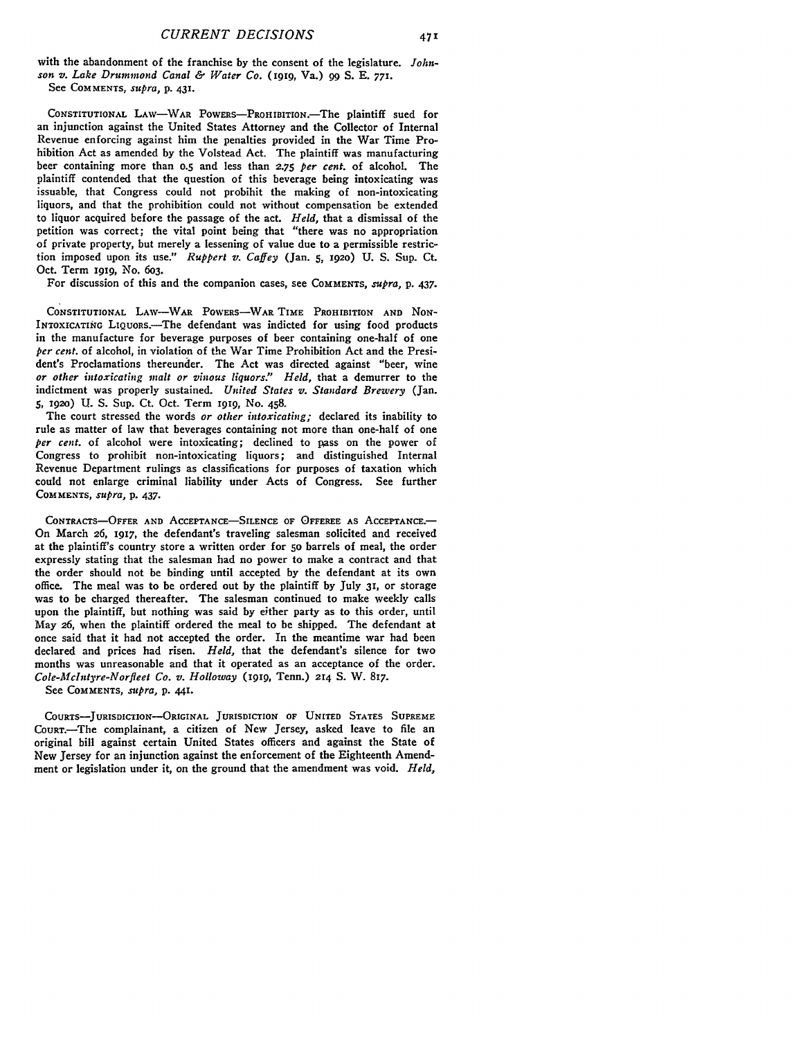with the abandonment of the franchise by the consent of the legislature. *Johnson v. Lake Drummond Canal & Water Co.* (1919, Va.) 99 S. E. 771.

See COMMENTS, *supra*, p. 431.

CONSTITUTIONAL LAW—WAR POWERS—PROHIBITION.—The plaintiff sued for an injunction against the United States Attorney and the Collector of Internal Revenue enforcing against him the penalties provided in the War Time Prohibition Act as amended by the Volstead Act. The plaintiff was manufacturing beer containing more than 0.5 and less than 2.75 *per cent.* of alcohol. The plaintiff contended that the question of this beverage being intoxicating was issuable, that Congress could not probihit the making of non-intoxicating liquors, and that the prohibition could not without compensation be extended to liquor acquired before the passage of the act. *Held*, that a dismissal of the petition was correct; the vital point being that "there was no appropriation of private property, but merely a lessening of value due to a permissible restriction imposed upon its use." *Ruppert v. Caffey* (Jan. 5, 1920) U. S. Sup. Ct. Oct. Term 1919, No. 603.

For discussion of this and the companion cases, see COMMENTS, *supra*, p. 437.

CONSTITUTIONAL LAW—WAR POWERS—WAR TIME PROHIBITION AND NON-INTOXICATING LIQUORS.—The defendant was indicted for using food products in the manufacture for beverage purposes of beer containing one-half of one *per cent.* of alcohol, in violation of the War Time Prohibition Act and the President's Proclamations thereunder. The Act was directed against "beer, wine *or other intoxicating malt or vinous liquors.*" *Held*, that a demurrer to the indictment was properly sustained. *United States v. Standard Brewery* (Jan. 5, 1920) U. S. Sup. Ct. Oct. Term 1919, No. 458.

The court stressed the words *or other intoxicating;* declared its inability to rule as matter of law that beverages containing not more than one-half of one *per cent.* of alcohol were intoxicating; declined to pass on the power of Congress to prohibit non-intoxicating liquors; and distinguished Internal Revenue Department rulings as classifications for purposes of taxation which could not enlarge criminal liability under Acts of Congress. See further COMMENTS, *supra*, p. 437.

CONTRACTS—OFFER AND ACCEPTANCE—SILENCE OF OFFEREE AS ACCEPTANCE.—On March 26, 1917, the defendant's traveling salesman solicited and received at the plaintiff's country store a written order for 50 barrels of meal, the order expressly stating that the salesman had no power to make a contract and that the order should not be binding until accepted by the defendant at its own office. The meal was to be ordered out by the plaintiff by July 31, or storage was to be charged thereafter. The salesman continued to make weekly calls upon the plaintiff, but nothing was said by either party as to this order, until May 26, when the plaintiff ordered the meal to be shipped. The defendant at once said that it had not accepted the order. In the meantime war had been declared and prices had risen. *Held*, that the defendant's silence for two months was unreasonable and that it operated as an acceptance of the order. *Cole-McIntyre-Norfleet Co. v. Holloway* (1919, Tenn.) 214 S. W. 817.

See COMMENTS, *supra*, p. 441.

COURTS—JURISDICTION—ORIGINAL JURISDICTION OF UNITED STATES SUPREME COURT.—The complainant, a citizen of New Jersey, asked leave to file an original bill against certain United States officers and against the State of New Jersey for an injunction against the enforcement of the Eighteenth Amendment or legislation under it, on the ground that the amendment was void. *Held*,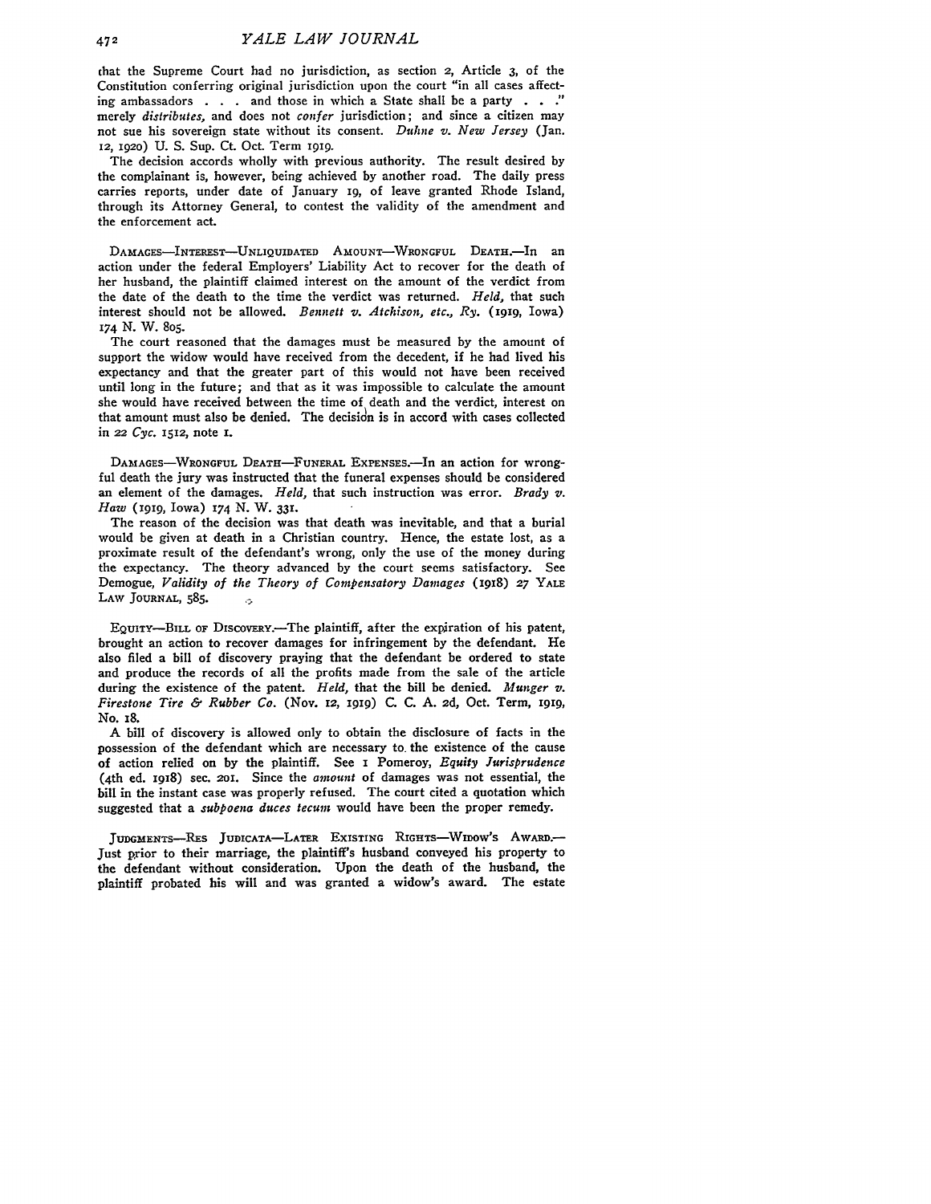that the Supreme Court had no jurisdiction, as section 2, Article 3, of the Constitution conferring original jurisdiction upon the court "in all cases affecting ambassadors . . . and those in which a State shall be a party . . ." merely *distributes*, and does not *confer* jurisdiction; and since a citizen may not sue his sovereign state without its consent. *Duhne v. New Jersey* (Jan. 12, 1920) U. S. Sup. Ct. Oct. Term 1919.

The decision accords wholly with previous authority. The result desired by the complainant is, however, being achieved by another road. The daily press carries reports, under date of January 19, of leave granted Rhode Island, through its Attorney General, to contest the validity of the amendment and the enforcement act.

DAMAGES—INTEREST—UNLIQUIDATED AMOUNT—WRONGFUL DEATH.—In an action under the federal Employers' Liability Act to recover for the death of her husband, the plaintiff claimed interest on the amount of the verdict from the date of the death to the time the verdict was returned. *Held*, that such interest should not be allowed. *Bennett v. Atchison, etc., Ry.* (1919, Iowa) 174 N. W. 805.

The court reasoned that the damages must be measured by the amount of support the widow would have received from the decedent, if he had lived his expectancy and that the greater part of this would not have been received until long in the future; and that as it was impossible to calculate the amount she would have received between the time of death and the verdict, interest on that amount must also be denied. The decision is in accord with cases collected in 22 *Cyc.* 1512, note 1.

DAMAGES—WRONGFUL DEATH—FUNERAL EXPENSES.—In an action for wrongful death the jury was instructed that the funeral expenses should be considered an element of the damages. *Held*, that such instruction was error. *Brady v. Haw* (1919, Iowa) 174 N. W. 331.

The reason of the decision was that death was inevitable, and that a burial would be given at death in a Christian country. Hence, the estate lost, as a proximate result of the defendant's wrong, only the use of the money during the expectancy. The theory advanced by the court seems satisfactory. See Demogue, *Validity of the Theory of Compensatory Damages* (1918) 27 YALE LAW JOURNAL, 585.

EQUITY—BILL OF DISCOVERY.—The plaintiff, after the expiration of his patent, brought an action to recover damages for infringement by the defendant. He also filed a bill of discovery praying that the defendant be ordered to state and produce the records of all the profits made from the sale of the article during the existence of the patent. *Held*, that the bill be denied. *Munger v. Firestone Tire & Rubber Co.* (Nov. 12, 1919) C. C. A. 2d, Oct. Term, 1919, No. 18.

A bill of discovery is allowed only to obtain the disclosure of facts in the possession of the defendant which are necessary to the existence of the cause of action relied on by the plaintiff. See 1 Pomeroy, *Equity Jurisprudence* (4th ed. 1918) sec. 201. Since the *amount* of damages was not essential, the bill in the instant case was properly refused. The court cited a quotation which suggested that a *subpoena duces tecum* would have been the proper remedy.

JUDGMENTS—RES JUDICATA—LATER EXISTING RIGHTS—WIDOW'S AWARD.—Just prior to their marriage, the plaintiff's husband conveyed his property to the defendant without consideration. Upon the death of the husband, the plaintiff probated his will and was granted a widow's award. The estate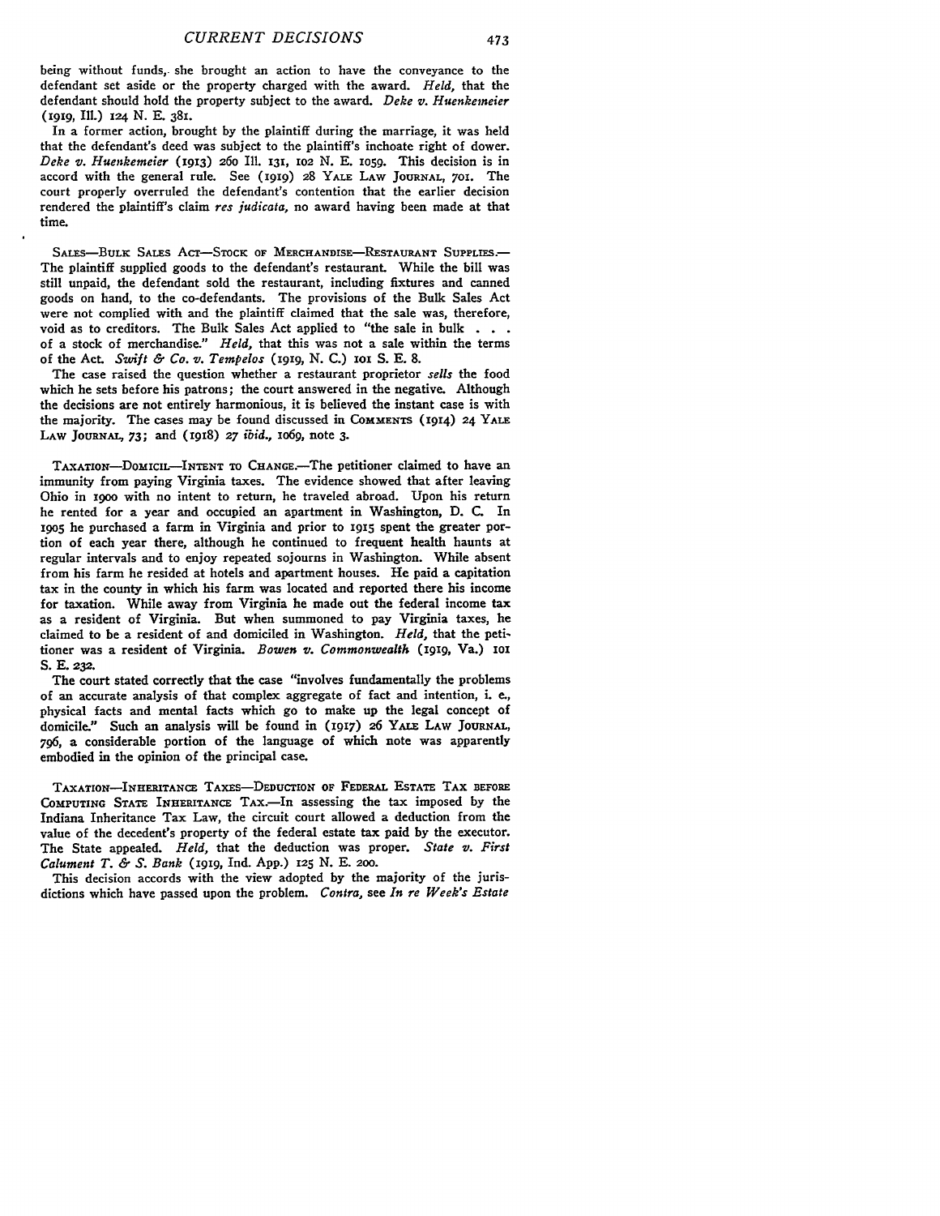being without funds, she brought an action to have the conveyance to the defendant set aside or the property charged with the award. *Held,* that the defendant should hold the property subject to the award. *Deke v. Huenkemeier* (1919, Ill.) 124 N. E. 381.

In a former action, brought by the plaintiff during the marriage, it was held that the defendant's deed was subject to the plaintiff's inchoate right of dower. *Deke v. Huenkemeier* (1913) 260 Ill. 131, 102 N. E. 1059. This decision is in accord with the general rule. See (1919) 28 YALE LAW JOURNAL, 701. The court properly overruled the defendant's contention that the earlier decision rendered the plaintiff's claim *res judicata,* no award having been made at that time.

SALES—BULK SALES ACT—STOCK OF MERCHANDISE—RESTAURANT SUPPLIES.—The plaintiff supplied goods to the defendant's restaurant. While the bill was still unpaid, the defendant sold the restaurant, including fixtures and canned goods on hand, to the co-defendants. The provisions of the Bulk Sales Act were not complied with and the plaintiff claimed that the sale was, therefore, void as to creditors. The Bulk Sales Act applied to "the sale in bulk . . . of a stock of merchandise." *Held,* that this was not a sale within the terms of the Act. *Swift & Co. v. Tempelos* (1919, N. C.) 101 S. E. 8.

The case raised the question whether a restaurant proprietor *sells* the food which he sets before his patrons; the court answered in the negative. Although the decisions are not entirely harmonious, it is believed the instant case is with the majority. The cases may be found discussed in COMMENTS (1914) 24 YALE LAW JOURNAL, 73; and (1918) 27 *ibid.,* 1069, note 3.

TAXATION—DOMICIL—INTENT TO CHANGE.—The petitioner claimed to have an immunity from paying Virginia taxes. The evidence showed that after leaving Ohio in 1900 with no intent to return, he traveled abroad. Upon his return he rented for a year and occupied an apartment in Washington, D. C. In 1905 he purchased a farm in Virginia and prior to 1915 spent the greater portion of each year there, although he continued to frequent health haunts at regular intervals and to enjoy repeated sojourns in Washington. While absent from his farm he resided at hotels and apartment houses. He paid a capitation tax in the county in which his farm was located and reported there his income for taxation. While away from Virginia he made out the federal income tax as a resident of Virginia. But when summoned to pay Virginia taxes, he claimed to be a resident of and domiciled in Washington. *Held,* that the petitioner was a resident of Virginia. *Bowen v. Commonwealth* (1919, Va.) 101 S. E. 232.

The court stated correctly that the case "involves fundamentally the problems of an accurate analysis of that complex aggregate of fact and intention, i. e., physical facts and mental facts which go to make up the legal concept of domicile." Such an analysis will be found in (1917) 26 YALE LAW JOURNAL, 796, a considerable portion of the language of which note was apparently embodied in the opinion of the principal case.

TAXATION—INHERITANCE TAXES—DEDUCTION OF FEDERAL ESTATE TAX BEFORE COMPUTING STATE INHERITANCE TAX.—In assessing the tax imposed by the Indiana Inheritance Tax Law, the circuit court allowed a deduction from the value of the decedent's property of the federal estate tax paid by the executor. The State appealed. *Held,* that the deduction was proper. *State v. First Calument T. & S. Bank* (1919, Ind. App.) 125 N. E. 200.

This decision accords with the view adopted by the majority of the jurisdictions which have passed upon the problem. *Contra,* see *In re Week's Estate*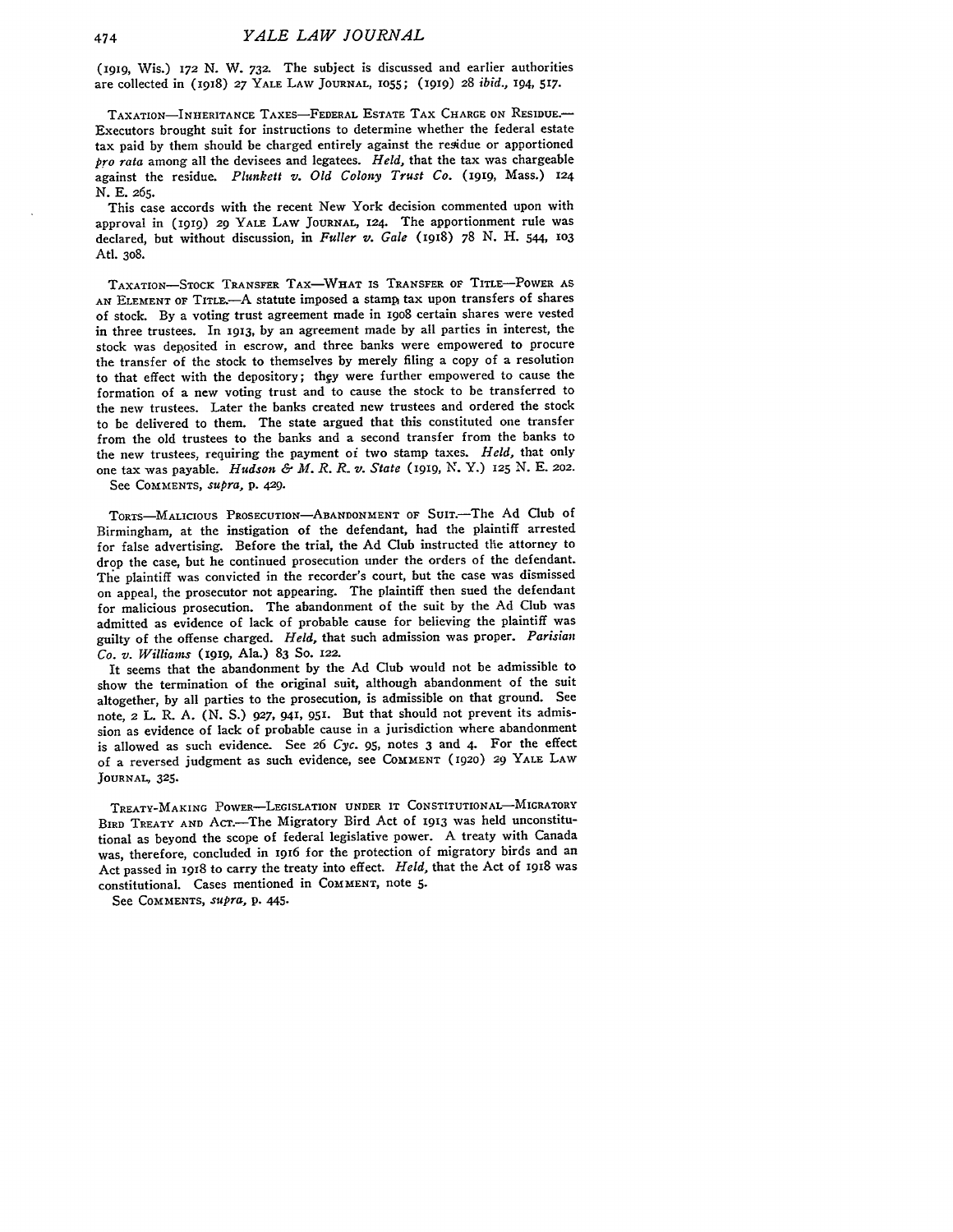(1919, Wis.) 172 N. W. 732. The subject is discussed and earlier authorities are collected in (1918) 27 YALE LAW JOURNAL, 1055; (1919) 28 *ibid.*, 194, 517.

TAXATION—INHERITANCE TAXES—FEDERAL ESTATE TAX CHARGE ON RESIDUE.—Executors brought suit for instructions to determine whether the federal estate tax paid by them should be charged entirely against the residue or apportioned *pro rata* among all the devisees and legatees. *Held*, that the tax was chargeable against the residue. *Plunkett v. Old Colony Trust Co.* (1919, Mass.) 124 N. E. 265.

This case accords with the recent New York decision commented upon with approval in (1919) 29 YALE LAW JOURNAL, 124. The apportionment rule was declared, but without discussion, in *Fuller v. Gale* (1918) 78 N. H. 544, 103 Atl. 308.

TAXATION—STOCK TRANSFER TAX—WHAT IS TRANSFER OF TITLE—POWER AS AN ELEMENT OF TITLE.—A statute imposed a stamp tax upon transfers of shares of stock. By a voting trust agreement made in 1908 certain shares were vested in three trustees. In 1913, by an agreement made by all parties in interest, the stock was deposited in escrow, and three banks were empowered to procure the transfer of the stock to themselves by merely filing a copy of a resolution to that effect with the depository; they were further empowered to cause the formation of a new voting trust and to cause the stock to be transferred to the new trustees. Later the banks created new trustees and ordered the stock to be delivered to them. The state argued that this constituted one transfer from the old trustees to the banks and a second transfer from the banks to the new trustees, requiring the payment of two stamp taxes. *Held*, that only one tax was payable. *Hudson & M. R. R. v. State* (1919, N. Y.) 125 N. E. 202.

See COMMENTS, *supra*, p. 429.

TORTS—MALICIOUS PROSECUTION—ABANDONMENT OF SUIT.—The Ad Club of Birmingham, at the instigation of the defendant, had the plaintiff arrested for false advertising. Before the trial, the Ad Club instructed the attorney to drop the case, but he continued prosecution under the orders of the defendant. The plaintiff was convicted in the recorder's court, but the case was dismissed on appeal, the prosecutor not appearing. The plaintiff then sued the defendant for malicious prosecution. The abandonment of the suit by the Ad Club was admitted as evidence of lack of probable cause for believing the plaintiff was guilty of the offense charged. *Held*, that such admission was proper. *Parisian Co. v. Williams* (1919, Ala.) 83 So. 122.

It seems that the abandonment by the Ad Club would not be admissible to show the termination of the original suit, although abandonment of the suit altogether, by all parties to the prosecution, is admissible on that ground. See note, 2 L. R. A. (N. S.) 927, 941, 951. But that should not prevent its admission as evidence of lack of probable cause in a jurisdiction where abandonment is allowed as such evidence. See 26 *Cyc.* 95, notes 3 and 4. For the effect of a reversed judgment as such evidence, see COMMENT (1920) 29 YALE LAW JOURNAL, 325.

TREATY-MAKING POWER—LEGISLATION UNDER IT CONSTITUTIONAL—MIGRATORY BIRD TREATY AND ACT.—The Migratory Bird Act of 1913 was held unconstitutional as beyond the scope of federal legislative power. A treaty with Canada was, therefore, concluded in 1916 for the protection of migratory birds and an Act passed in 1918 to carry the treaty into effect. *Held*, that the Act of 1918 was constitutional. Cases mentioned in COMMENT, note 5.

See COMMENTS, *supra*, p. 445.